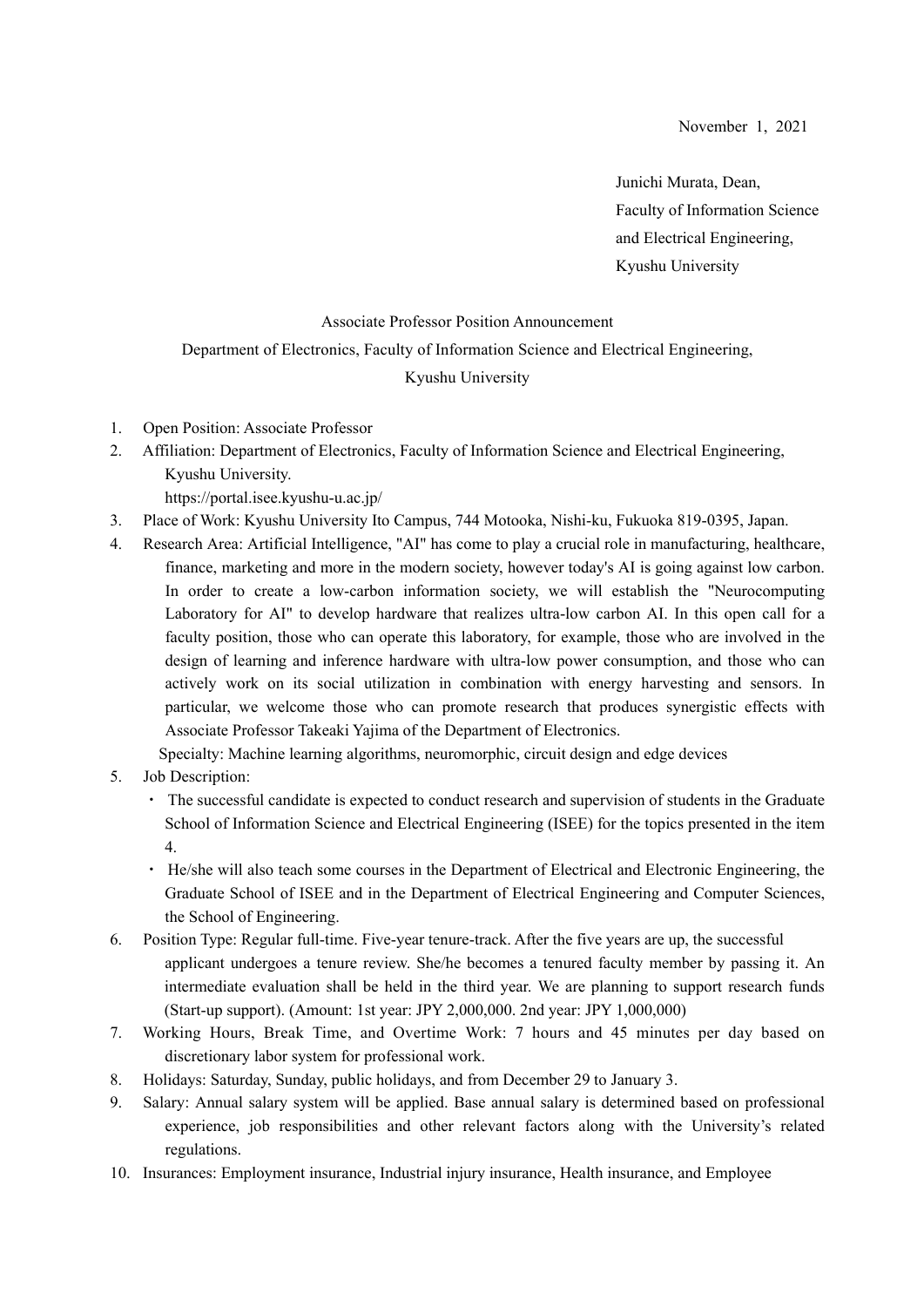November 1, 2021

Junichi Murata, Dean,
Faculty of Information Science
and Electrical Engineering,
Kyushu University

Associate Professor Position Announcement
Department of Electronics, Faculty of Information Science and Electrical Engineering,
Kyushu University

1. Open Position: Associate Professor
2. Affiliation: Department of Electronics, Faculty of Information Science and Electrical Engineering, Kyushu University.
   https://portal.isee.kyushu-u.ac.jp/
3. Place of Work: Kyushu University Ito Campus, 744 Motooka, Nishi-ku, Fukuoka 819-0395, Japan.
4. Research Area: Artificial Intelligence, "AI" has come to play a crucial role in manufacturing, healthcare, finance, marketing and more in the modern society, however today's AI is going against low carbon. In order to create a low-carbon information society, we will establish the "Neurocomputing Laboratory for AI" to develop hardware that realizes ultra-low carbon AI. In this open call for a faculty position, those who can operate this laboratory, for example, those who are involved in the design of learning and inference hardware with ultra-low power consumption, and those who can actively work on its social utilization in combination with energy harvesting and sensors. In particular, we welcome those who can promote research that produces synergistic effects with Associate Professor Takeaki Yajima of the Department of Electronics.
   Specialty: Machine learning algorithms, neuromorphic, circuit design and edge devices
5. Job Description:
   - The successful candidate is expected to conduct research and supervision of students in the Graduate School of Information Science and Electrical Engineering (ISEE) for the topics presented in the item 4.
   - He/she will also teach some courses in the Department of Electrical and Electronic Engineering, the Graduate School of ISEE and in the Department of Electrical Engineering and Computer Sciences, the School of Engineering.
6. Position Type: Regular full-time. Five-year tenure-track. After the five years are up, the successful applicant undergoes a tenure review. She/he becomes a tenured faculty member by passing it. An intermediate evaluation shall be held in the third year. We are planning to support research funds (Start-up support). (Amount: 1st year: JPY 2,000,000. 2nd year: JPY 1,000,000)
7. Working Hours, Break Time, and Overtime Work: 7 hours and 45 minutes per day based on discretionary labor system for professional work.
8. Holidays: Saturday, Sunday, public holidays, and from December 29 to January 3.
9. Salary: Annual salary system will be applied. Base annual salary is determined based on professional experience, job responsibilities and other relevant factors along with the University's related regulations.
10. Insurances: Employment insurance, Industrial injury insurance, Health insurance, and Employee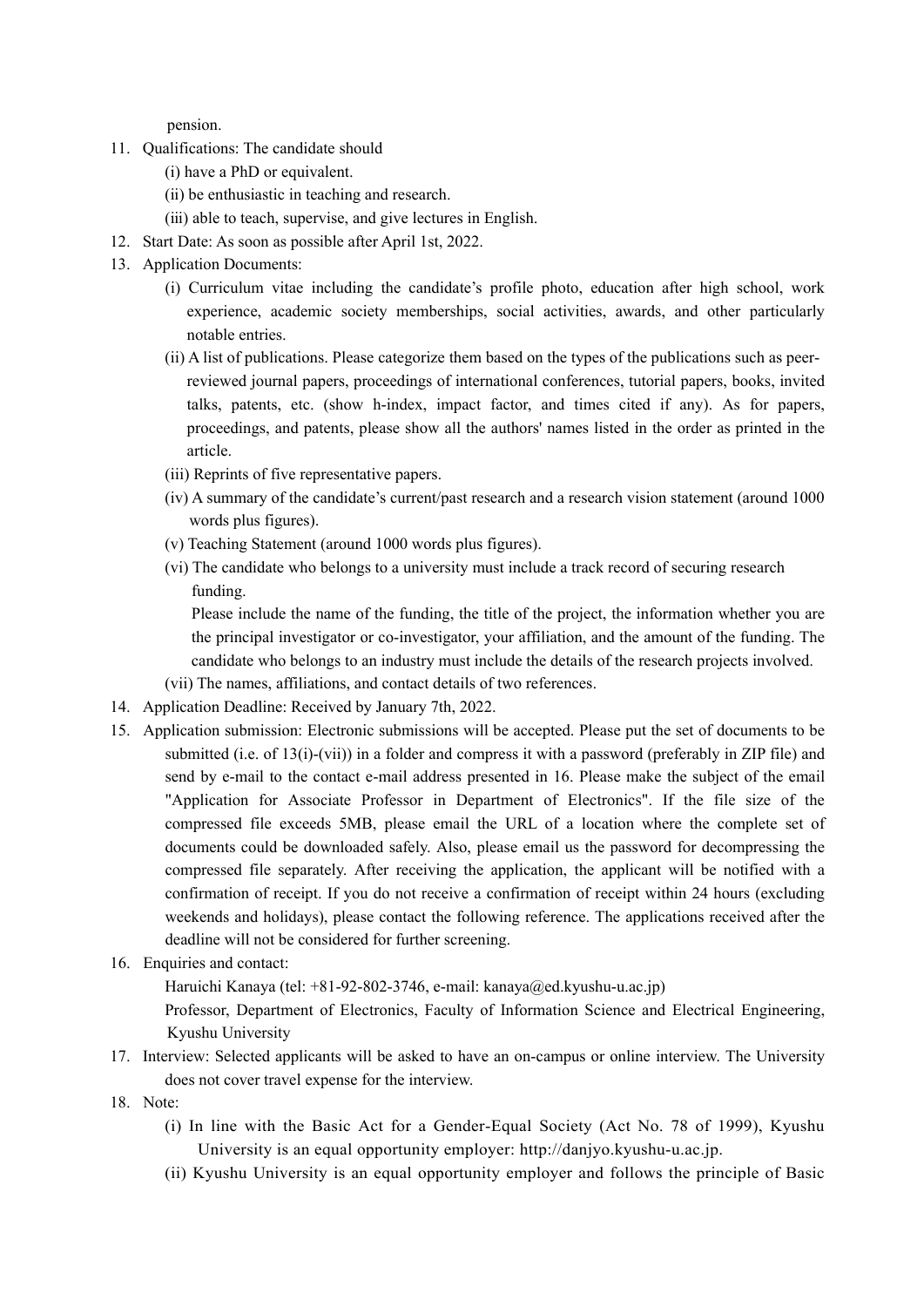pension.

11. Qualifications: The candidate should
    (i) have a PhD or equivalent.
    (ii) be enthusiastic in teaching and research.
    (iii) able to teach, supervise, and give lectures in English.
12. Start Date: As soon as possible after April 1st, 2022.
13. Application Documents:
    (i) Curriculum vitae including the candidate's profile photo, education after high school, work experience, academic society memberships, social activities, awards, and other particularly notable entries.
    (ii) A list of publications. Please categorize them based on the types of the publications such as peer-reviewed journal papers, proceedings of international conferences, tutorial papers, books, invited talks, patents, etc. (show h-index, impact factor, and times cited if any). As for papers, proceedings, and patents, please show all the authors' names listed in the order as printed in the article.
    (iii) Reprints of five representative papers.
    (iv) A summary of the candidate's current/past research and a research vision statement (around 1000 words plus figures).
    (v) Teaching Statement (around 1000 words plus figures).
    (vi) The candidate who belongs to a university must include a track record of securing research funding.
    Please include the name of the funding, the title of the project, the information whether you are the principal investigator or co-investigator, your affiliation, and the amount of the funding. The candidate who belongs to an industry must include the details of the research projects involved.
    (vii) The names, affiliations, and contact details of two references.
14. Application Deadline: Received by January 7th, 2022.
15. Application submission: Electronic submissions will be accepted. Please put the set of documents to be submitted (i.e. of 13(i)-(vii)) in a folder and compress it with a password (preferably in ZIP file) and send by e-mail to the contact e-mail address presented in 16. Please make the subject of the email "Application for Associate Professor in Department of Electronics". If the file size of the compressed file exceeds 5MB, please email the URL of a location where the complete set of documents could be downloaded safely. Also, please email us the password for decompressing the compressed file separately. After receiving the application, the applicant will be notified with a confirmation of receipt. If you do not receive a confirmation of receipt within 24 hours (excluding weekends and holidays), please contact the following reference. The applications received after the deadline will not be considered for further screening.
16. Enquiries and contact:
    Haruichi Kanaya (tel: +81-92-802-3746, e-mail: kanaya@ed.kyushu-u.ac.jp)
    Professor, Department of Electronics, Faculty of Information Science and Electrical Engineering, Kyushu University
17. Interview: Selected applicants will be asked to have an on-campus or online interview. The University does not cover travel expense for the interview.
18. Note:
    (i) In line with the Basic Act for a Gender-Equal Society (Act No. 78 of 1999), Kyushu University is an equal opportunity employer: http://danjyo.kyushu-u.ac.jp.
    (ii) Kyushu University is an equal opportunity employer and follows the principle of Basic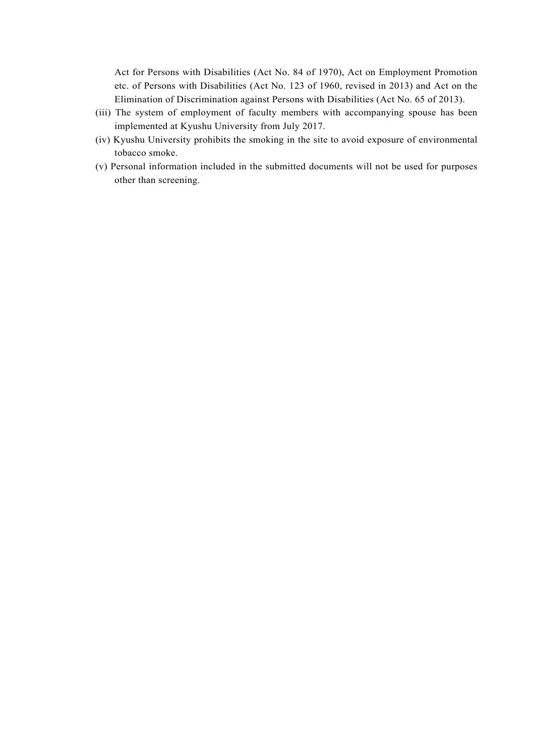Act for Persons with Disabilities (Act No. 84 of 1970), Act on Employment Promotion etc. of Persons with Disabilities (Act No. 123 of 1960, revised in 2013) and Act on the Elimination of Discrimination against Persons with Disabilities (Act No. 65 of 2013).

(iii) The system of employment of faculty members with accompanying spouse has been implemented at Kyushu University from July 2017.

(iv) Kyushu University prohibits the smoking in the site to avoid exposure of environmental tobacco smoke.

(v) Personal information included in the submitted documents will not be used for purposes other than screening.